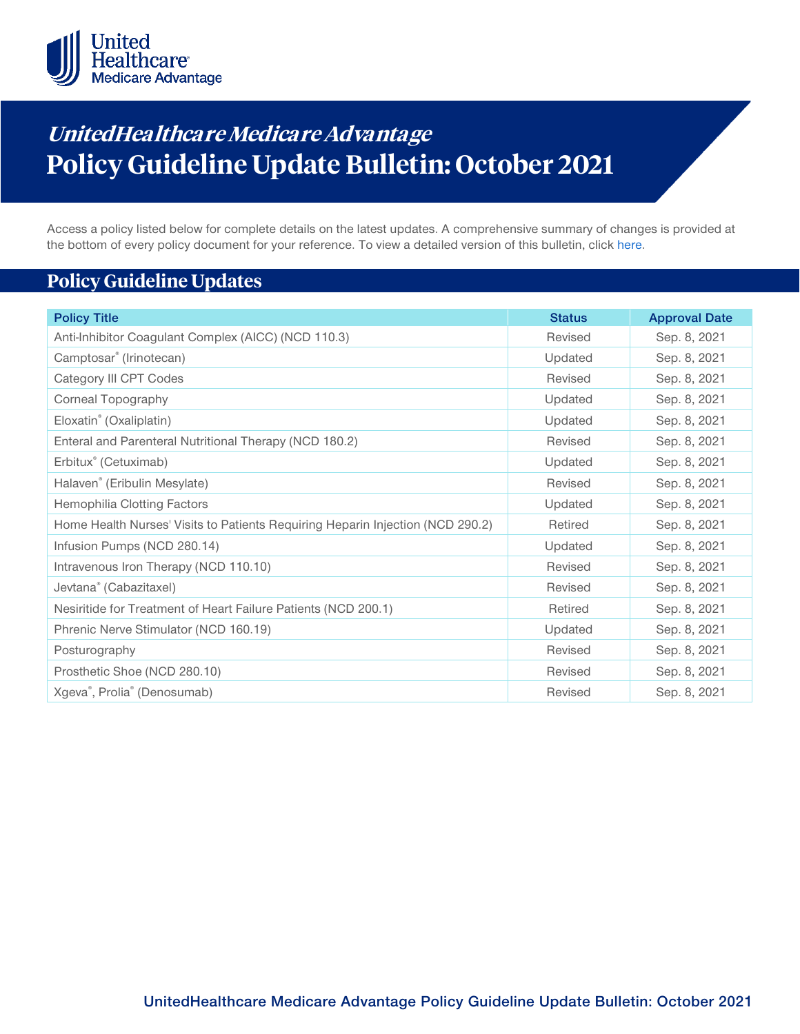# *UnitedHealthcare Medicare Advantage*
# Policy Guideline Update Bulletin: October 2021

Access a policy listed below for complete details on the latest updates. A comprehensive summary of changes is provided at the bottom of every policy document for your reference. To view a detailed version of this bulletin, click here.

## Policy Guideline Updates

| Policy Title | Status | Approval Date |
|---|---|---|
| Anti-Inhibitor Coagulant Complex (AICC) (NCD 110.3) | Revised | Sep. 8, 2021 |
| Camptosar® (Irinotecan) | Updated | Sep. 8, 2021 |
| Category III CPT Codes | Revised | Sep. 8, 2021 |
| Corneal Topography | Updated | Sep. 8, 2021 |
| Eloxatin® (Oxaliplatin) | Updated | Sep. 8, 2021 |
| Enteral and Parenteral Nutritional Therapy (NCD 180.2) | Revised | Sep. 8, 2021 |
| Erbitux® (Cetuximab) | Updated | Sep. 8, 2021 |
| Halaven® (Eribulin Mesylate) | Revised | Sep. 8, 2021 |
| Hemophilia Clotting Factors | Updated | Sep. 8, 2021 |
| Home Health Nurses' Visits to Patients Requiring Heparin Injection (NCD 290.2) | Retired | Sep. 8, 2021 |
| Infusion Pumps (NCD 280.14) | Updated | Sep. 8, 2021 |
| Intravenous Iron Therapy (NCD 110.10) | Revised | Sep. 8, 2021 |
| Jevtana® (Cabazitaxel) | Revised | Sep. 8, 2021 |
| Nesiritide for Treatment of Heart Failure Patients (NCD 200.1) | Retired | Sep. 8, 2021 |
| Phrenic Nerve Stimulator (NCD 160.19) | Updated | Sep. 8, 2021 |
| Posturography | Revised | Sep. 8, 2021 |
| Prosthetic Shoe (NCD 280.10) | Revised | Sep. 8, 2021 |
| Xgeva®, Prolia® (Denosumab) | Revised | Sep. 8, 2021 |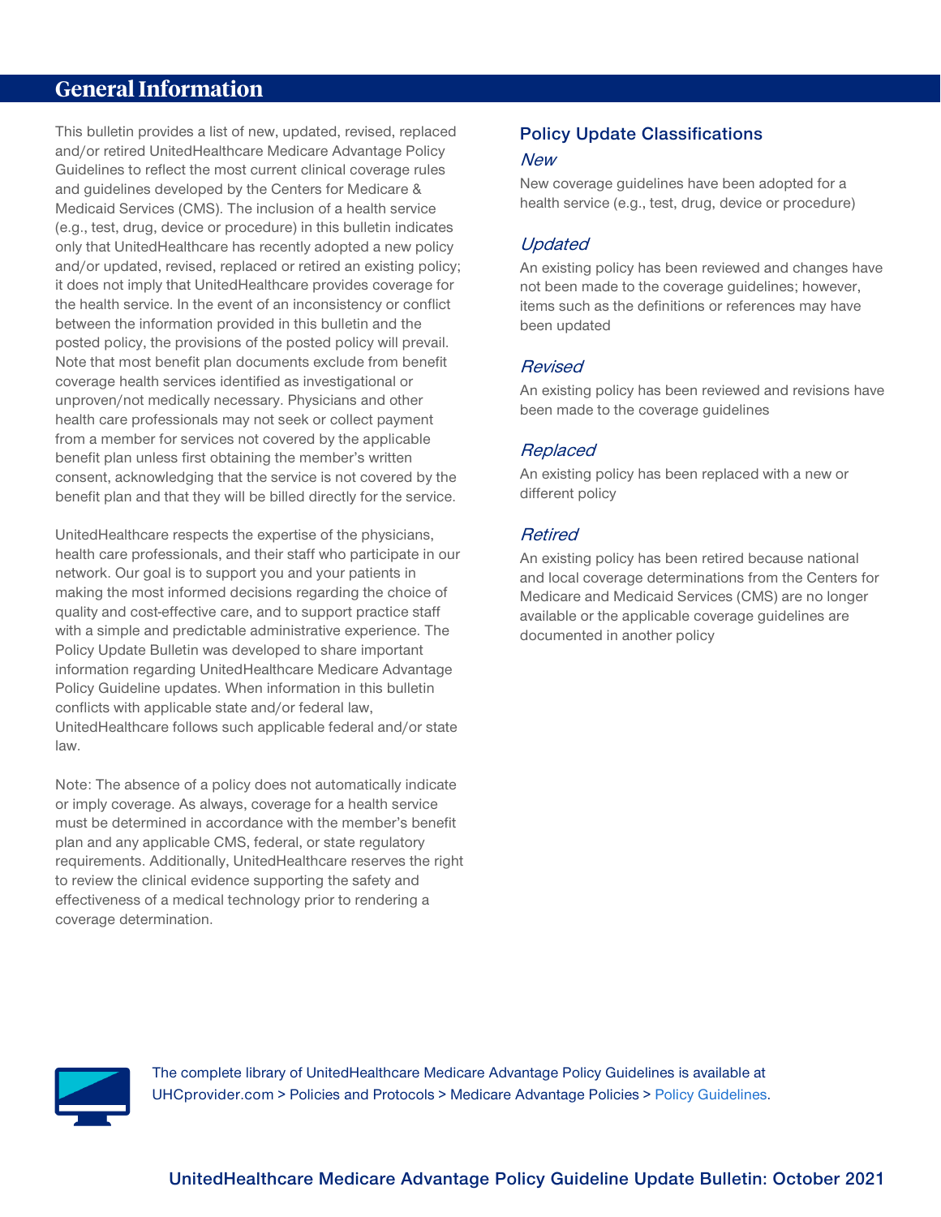## General Information

This bulletin provides a list of new, updated, revised, replaced and/or retired UnitedHealthcare Medicare Advantage Policy Guidelines to reflect the most current clinical coverage rules and guidelines developed by the Centers for Medicare & Medicaid Services (CMS). The inclusion of a health service (e.g., test, drug, device or procedure) in this bulletin indicates only that UnitedHealthcare has recently adopted a new policy and/or updated, revised, replaced or retired an existing policy; it does not imply that UnitedHealthcare provides coverage for the health service. In the event of an inconsistency or conflict between the information provided in this bulletin and the posted policy, the provisions of the posted policy will prevail. Note that most benefit plan documents exclude from benefit coverage health services identified as investigational or unproven/not medically necessary. Physicians and other health care professionals may not seek or collect payment from a member for services not covered by the applicable benefit plan unless first obtaining the member's written consent, acknowledging that the service is not covered by the benefit plan and that they will be billed directly for the service.

UnitedHealthcare respects the expertise of the physicians, health care professionals, and their staff who participate in our network. Our goal is to support you and your patients in making the most informed decisions regarding the choice of quality and cost-effective care, and to support practice staff with a simple and predictable administrative experience. The Policy Update Bulletin was developed to share important information regarding UnitedHealthcare Medicare Advantage Policy Guideline updates. When information in this bulletin conflicts with applicable state and/or federal law, UnitedHealthcare follows such applicable federal and/or state law.

Note: The absence of a policy does not automatically indicate or imply coverage. As always, coverage for a health service must be determined in accordance with the member's benefit plan and any applicable CMS, federal, or state regulatory requirements. Additionally, UnitedHealthcare reserves the right to review the clinical evidence supporting the safety and effectiveness of a medical technology prior to rendering a coverage determination.

### Policy Update Classifications

*New*

New coverage guidelines have been adopted for a health service (e.g., test, drug, device or procedure)

*Updated*

An existing policy has been reviewed and changes have not been made to the coverage guidelines; however, items such as the definitions or references may have been updated

*Revised*

An existing policy has been reviewed and revisions have been made to the coverage guidelines

*Replaced*

An existing policy has been replaced with a new or different policy

*Retired*

An existing policy has been retired because national and local coverage determinations from the Centers for Medicare and Medicaid Services (CMS) are no longer available or the applicable coverage guidelines are documented in another policy

The complete library of UnitedHealthcare Medicare Advantage Policy Guidelines is available at UHCprovider.com > Policies and Protocols > Medicare Advantage Policies > Policy Guidelines.